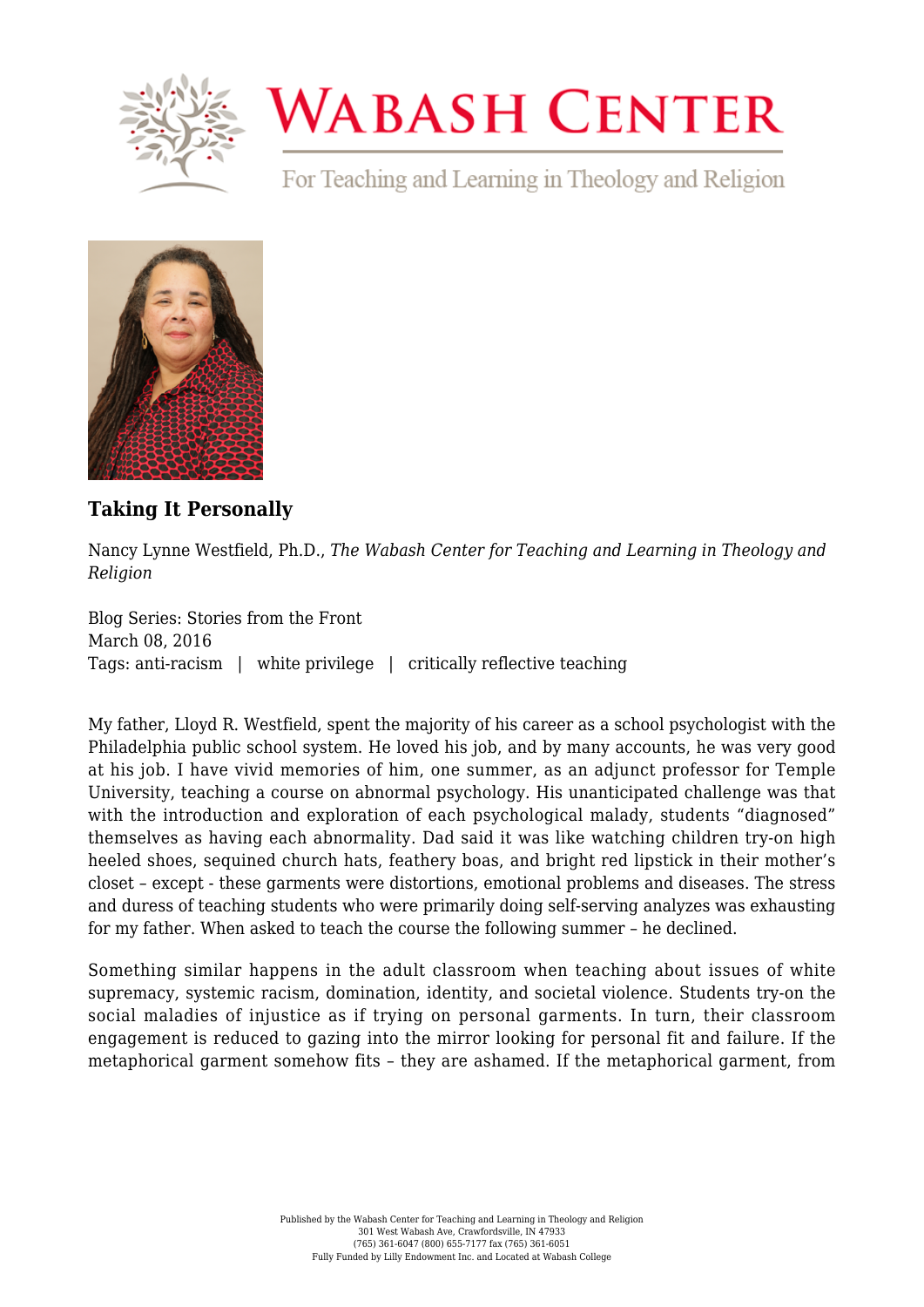# Wabash Center

For Teaching and Learning in Theology and Religion

### Taking It Personally

Nancy Lynne Westfield, Ph.D., *The Wabash Center for Teaching and Learning in Theology and Religion*

Blog Series: Stories from the Front
March 08, 2016
Tags: anti-racism | white privilege | critically reflective teaching

My father, Lloyd R. Westfield, spent the majority of his career as a school psychologist with the Philadelphia public school system. He loved his job, and by many accounts, he was very good at his job. I have vivid memories of him, one summer, as an adjunct professor for Temple University, teaching a course on abnormal psychology. His unanticipated challenge was that with the introduction and exploration of each psychological malady, students "diagnosed" themselves as having each abnormality. Dad said it was like watching children try-on high heeled shoes, sequined church hats, feathery boas, and bright red lipstick in their mother's closet – except - these garments were distortions, emotional problems and diseases. The stress and duress of teaching students who were primarily doing self-serving analyzes was exhausting for my father. When asked to teach the course the following summer – he declined.

Something similar happens in the adult classroom when teaching about issues of white supremacy, systemic racism, domination, identity, and societal violence. Students try-on the social maladies of injustice as if trying on personal garments. In turn, their classroom engagement is reduced to gazing into the mirror looking for personal fit and failure. If the metaphorical garment somehow fits – they are ashamed. If the metaphorical garment, from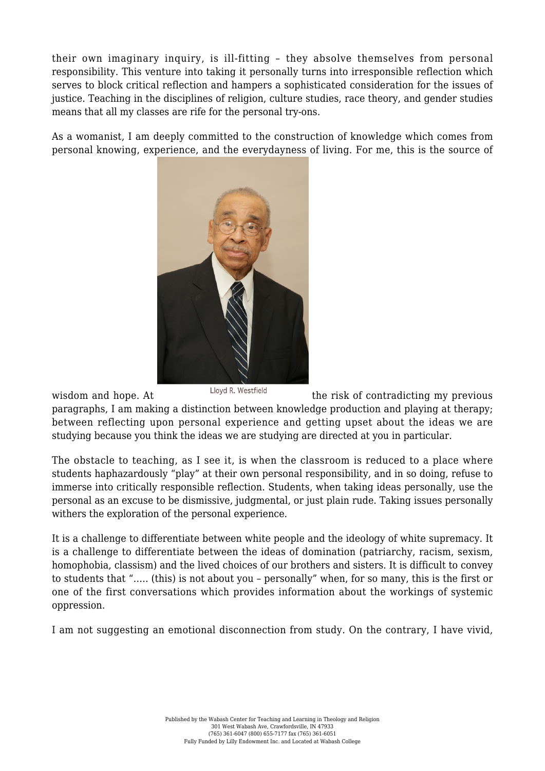their own imaginary inquiry, is ill-fitting – they absolve themselves from personal responsibility. This venture into taking it personally turns into irresponsible reflection which serves to block critical reflection and hampers a sophisticated consideration for the issues of justice. Teaching in the disciplines of religion, culture studies, race theory, and gender studies means that all my classes are rife for the personal try-ons.

As a womanist, I am deeply committed to the construction of knowledge which comes from personal knowing, experience, and the everydayness of living. For me, this is the source of wisdom and hope. At the risk of contradicting my previous paragraphs, I am making a distinction between knowledge production and playing at therapy; between reflecting upon personal experience and getting upset about the ideas we are studying because you think the ideas we are studying are directed at you in particular.

Lloyd R. Westfield

The obstacle to teaching, as I see it, is when the classroom is reduced to a place where students haphazardously "play" at their own personal responsibility, and in so doing, refuse to immerse into critically responsible reflection. Students, when taking ideas personally, use the personal as an excuse to be dismissive, judgmental, or just plain rude. Taking issues personally withers the exploration of the personal experience.

It is a challenge to differentiate between white people and the ideology of white supremacy. It is a challenge to differentiate between the ideas of domination (patriarchy, racism, sexism, homophobia, classism) and the lived choices of our brothers and sisters. It is difficult to convey to students that "….. (this) is not about you – personally" when, for so many, this is the first or one of the first conversations which provides information about the workings of systemic oppression.

I am not suggesting an emotional disconnection from study. On the contrary, I have vivid,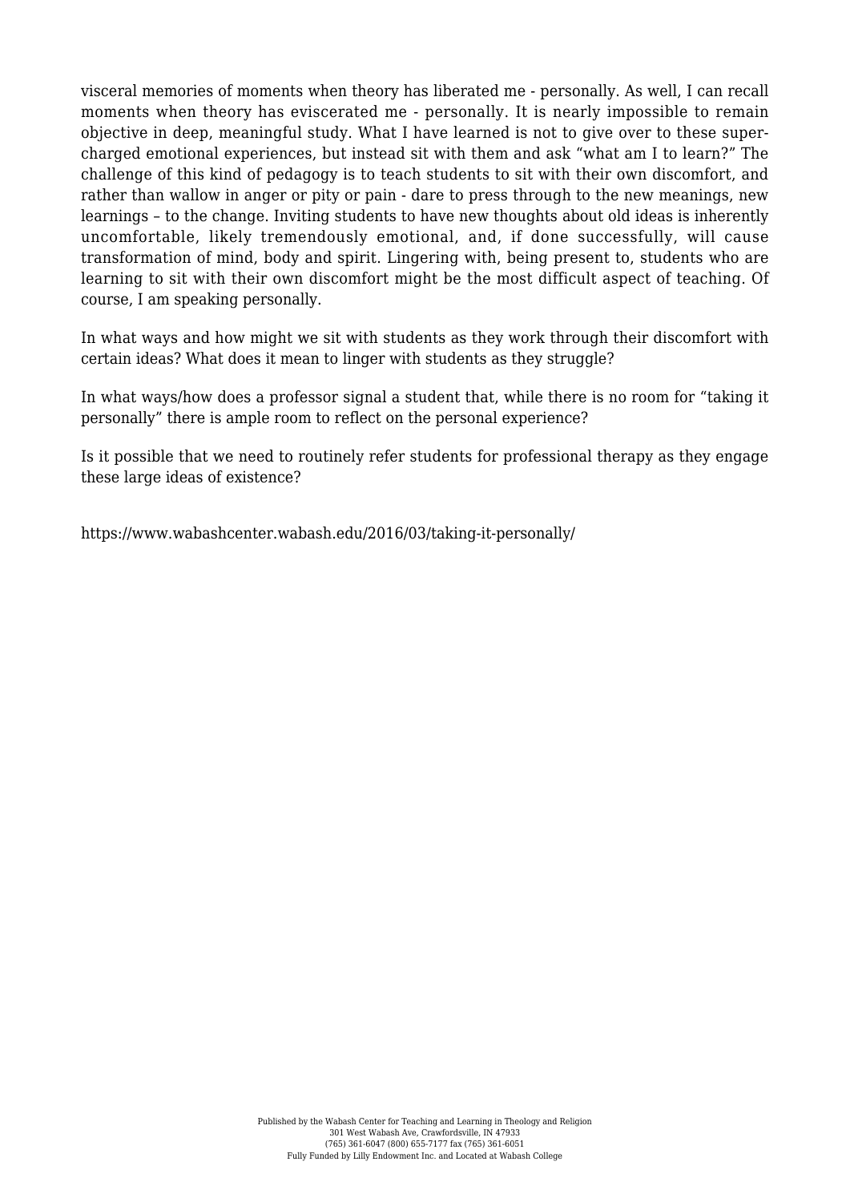visceral memories of moments when theory has liberated me - personally. As well, I can recall moments when theory has eviscerated me - personally. It is nearly impossible to remain objective in deep, meaningful study. What I have learned is not to give over to these super-charged emotional experiences, but instead sit with them and ask "what am I to learn?" The challenge of this kind of pedagogy is to teach students to sit with their own discomfort, and rather than wallow in anger or pity or pain - dare to press through to the new meanings, new learnings – to the change. Inviting students to have new thoughts about old ideas is inherently uncomfortable, likely tremendously emotional, and, if done successfully, will cause transformation of mind, body and spirit. Lingering with, being present to, students who are learning to sit with their own discomfort might be the most difficult aspect of teaching. Of course, I am speaking personally.

In what ways and how might we sit with students as they work through their discomfort with certain ideas? What does it mean to linger with students as they struggle?

In what ways/how does a professor signal a student that, while there is no room for "taking it personally" there is ample room to reflect on the personal experience?

Is it possible that we need to routinely refer students for professional therapy as they engage these large ideas of existence?

https://www.wabashcenter.wabash.edu/2016/03/taking-it-personally/